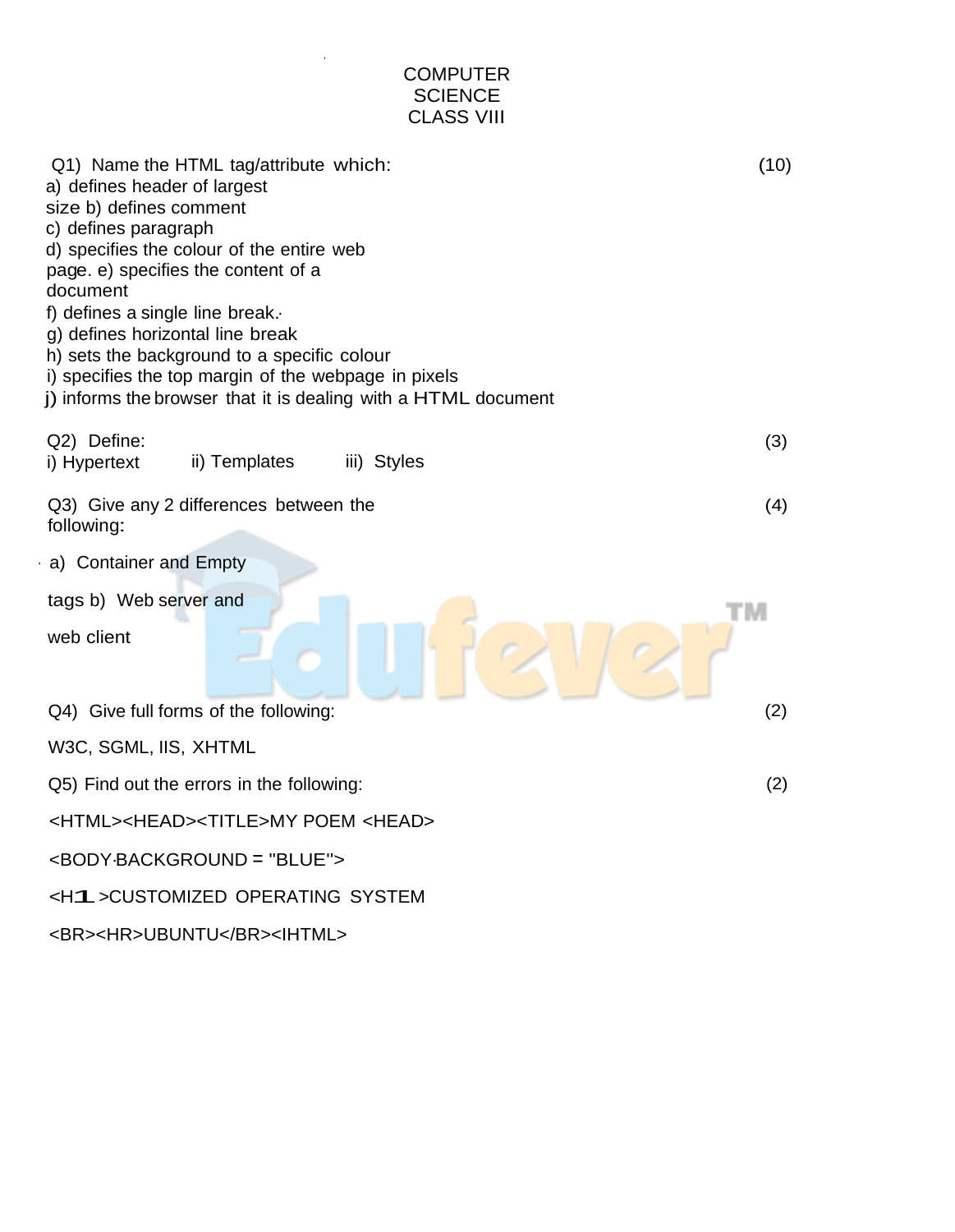# COMPUTER SCIENCE CLASS VIII

Q1) Name the HTML tag/attribute which: (10)

a) defines header of largest size
b) defines comment
c) defines paragraph
d) specifies the colour of the entire web page.
e) specifies the content of a document
f) defines a single line break.
g) defines horizontal line break
h) sets the background to a specific colour
i) specifies the top margin of the webpage in pixels
j) informs the browser that it is dealing with a HTML document

Q2) Define: (3)

i) Hypertext ii) Templates iii) Styles

Q3) Give any 2 differences between the following: (4)

a) Container and Empty tags
b) Web server and web client

Q4) Give full forms of the following: (2)

W3C, SGML, IIS, XHTML

Q5) Find out the errors in the following: (2)

```
<HTML><HEAD><TITLE>MY POEM <HEAD>
<BODY BACKGROUND = "BLUE">
<H1 >CUSTOMIZED OPERATING SYSTEM
<BR><HR>UBUNTU</BR><IHTML>
```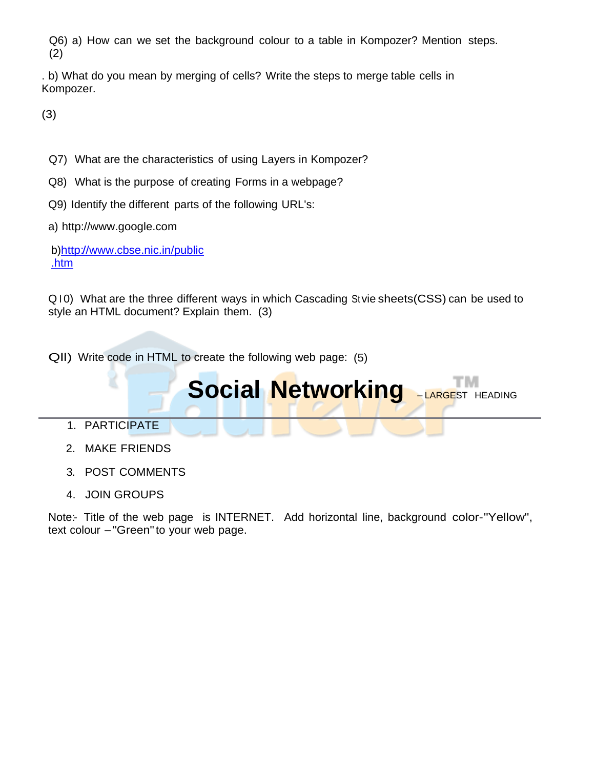Q6) a) How can we set the background colour to a table in Kompozer? Mention steps. (2)

. b) What do you mean by merging of cells? Write the steps to merge table cells in Kompozer.

(3)

Q7) What are the characteristics of using Layers in Kompozer?

Q8) What is the purpose of creating Forms in a webpage?

Q9) Identify the different parts of the following URL's:

a) http://www.google.com

b) http://www.cbse.nic.in/public.htm

Q10) What are the three different ways in which Cascading Stvie sheets(CSS) can be used to style an HTML document? Explain them. (3)

QII) Write code in HTML to create the following web page: (5)

**Social Networking** – LARGEST HEADING

---

1. PARTICIPATE
2. MAKE FRIENDS
3. POST COMMENTS
4. JOIN GROUPS

Note:- Title of the web page is INTERNET. Add horizontal line, background color-"Yellow", text colour –"Green" to your web page.